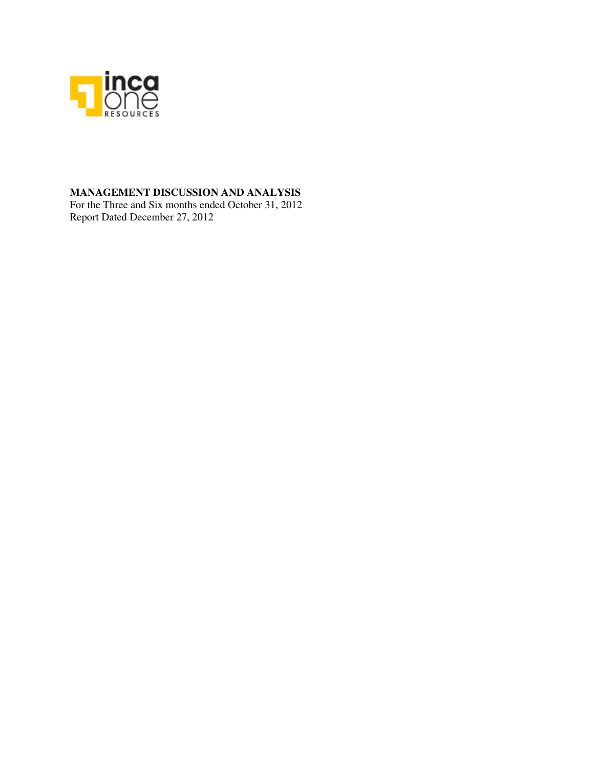**MANAGEMENT DISCUSSION AND ANALYSIS**
For the Three and Six months ended October 31, 2012
Report Dated December 27, 2012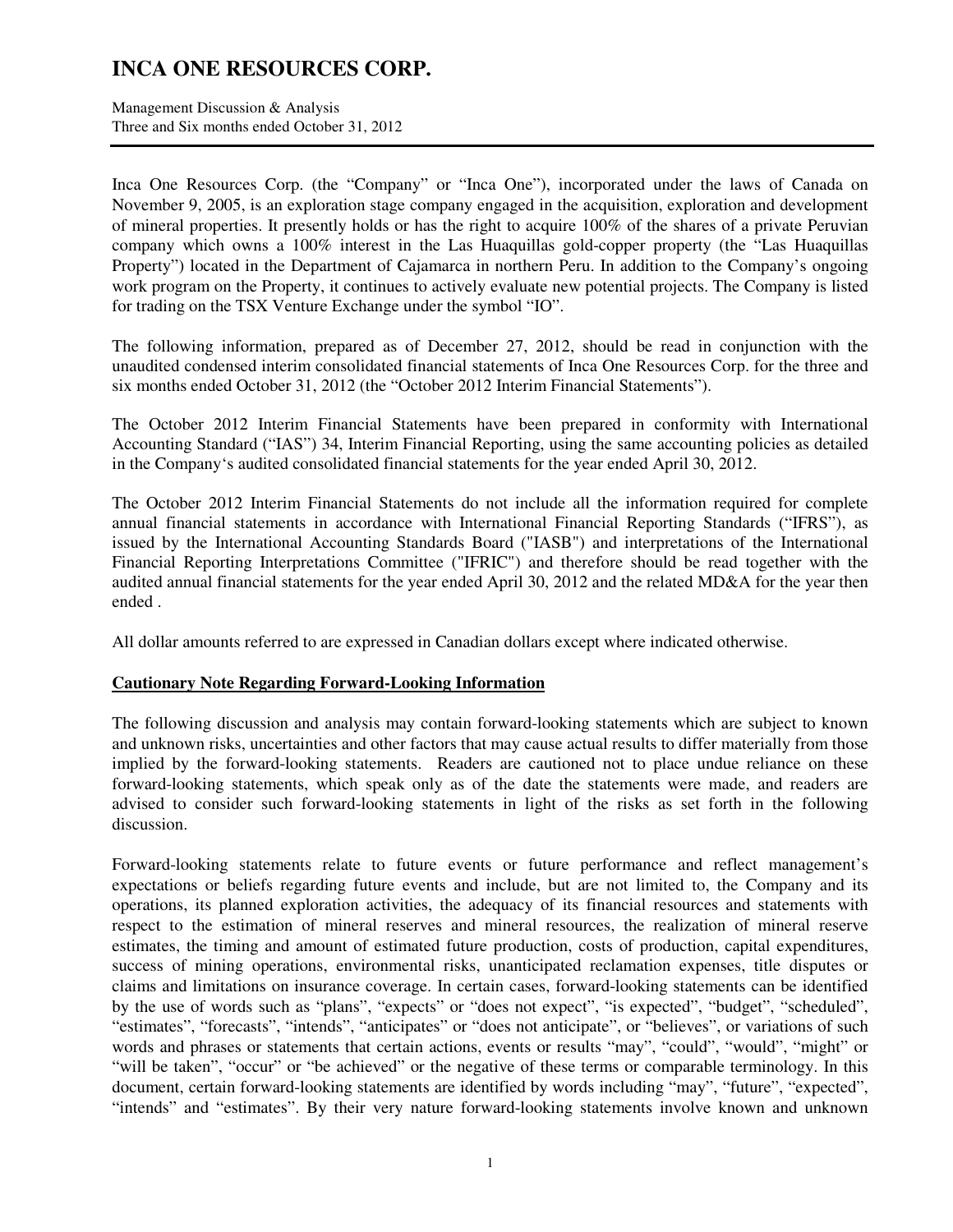Inca One Resources Corp. (the "Company" or "Inca One"), incorporated under the laws of Canada on November 9, 2005, is an exploration stage company engaged in the acquisition, exploration and development of mineral properties. It presently holds or has the right to acquire 100% of the shares of a private Peruvian company which owns a 100% interest in the Las Huaquillas gold-copper property (the "Las Huaquillas Property") located in the Department of Cajamarca in northern Peru. In addition to the Company's ongoing work program on the Property, it continues to actively evaluate new potential projects. The Company is listed for trading on the TSX Venture Exchange under the symbol "IO".

The following information, prepared as of December 27, 2012, should be read in conjunction with the unaudited condensed interim consolidated financial statements of Inca One Resources Corp. for the three and six months ended October 31, 2012 (the "October 2012 Interim Financial Statements").

The October 2012 Interim Financial Statements have been prepared in conformity with International Accounting Standard ("IAS") 34, Interim Financial Reporting, using the same accounting policies as detailed in the Company's audited consolidated financial statements for the year ended April 30, 2012.

The October 2012 Interim Financial Statements do not include all the information required for complete annual financial statements in accordance with International Financial Reporting Standards ("IFRS"), as issued by the International Accounting Standards Board ("IASB") and interpretations of the International Financial Reporting Interpretations Committee ("IFRIC") and therefore should be read together with the audited annual financial statements for the year ended April 30, 2012 and the related MD&A for the year then ended .

All dollar amounts referred to are expressed in Canadian dollars except where indicated otherwise.

## Cautionary Note Regarding Forward-Looking Information

The following discussion and analysis may contain forward-looking statements which are subject to known and unknown risks, uncertainties and other factors that may cause actual results to differ materially from those implied by the forward-looking statements. Readers are cautioned not to place undue reliance on these forward-looking statements, which speak only as of the date the statements were made, and readers are advised to consider such forward-looking statements in light of the risks as set forth in the following discussion.

Forward-looking statements relate to future events or future performance and reflect management's expectations or beliefs regarding future events and include, but are not limited to, the Company and its operations, its planned exploration activities, the adequacy of its financial resources and statements with respect to the estimation of mineral reserves and mineral resources, the realization of mineral reserve estimates, the timing and amount of estimated future production, costs of production, capital expenditures, success of mining operations, environmental risks, unanticipated reclamation expenses, title disputes or claims and limitations on insurance coverage. In certain cases, forward-looking statements can be identified by the use of words such as "plans", "expects" or "does not expect", "is expected", "budget", "scheduled", "estimates", "forecasts", "intends", "anticipates" or "does not anticipate", or "believes", or variations of such words and phrases or statements that certain actions, events or results "may", "could", "would", "might" or "will be taken", "occur" or "be achieved" or the negative of these terms or comparable terminology. In this document, certain forward-looking statements are identified by words including "may", "future", "expected", "intends" and "estimates". By their very nature forward-looking statements involve known and unknown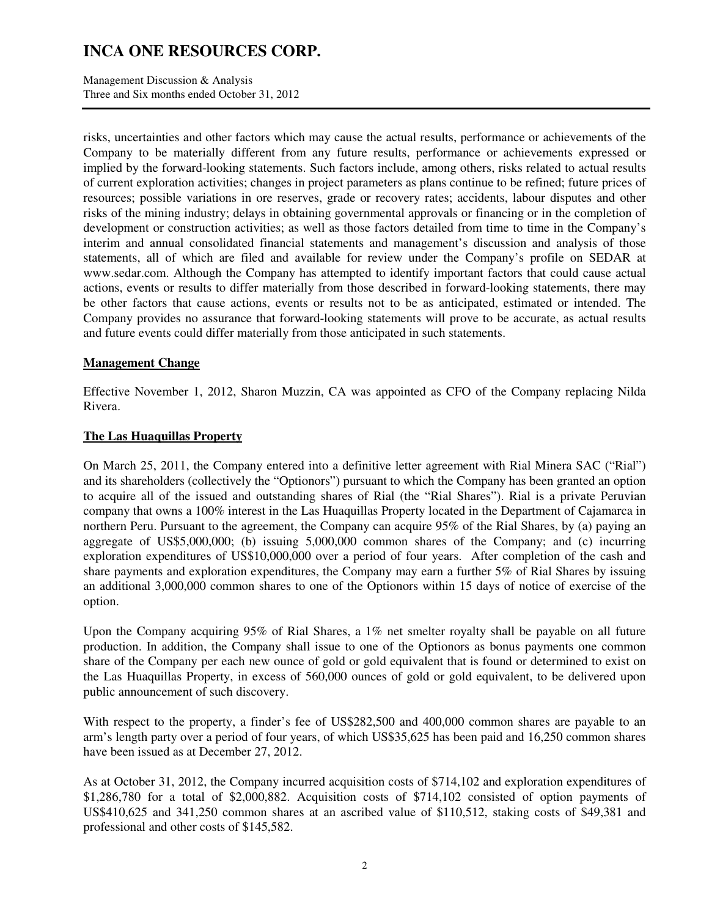risks, uncertainties and other factors which may cause the actual results, performance or achievements of the Company to be materially different from any future results, performance or achievements expressed or implied by the forward-looking statements. Such factors include, among others, risks related to actual results of current exploration activities; changes in project parameters as plans continue to be refined; future prices of resources; possible variations in ore reserves, grade or recovery rates; accidents, labour disputes and other risks of the mining industry; delays in obtaining governmental approvals or financing or in the completion of development or construction activities; as well as those factors detailed from time to time in the Company's interim and annual consolidated financial statements and management's discussion and analysis of those statements, all of which are filed and available for review under the Company's profile on SEDAR at www.sedar.com. Although the Company has attempted to identify important factors that could cause actual actions, events or results to differ materially from those described in forward-looking statements, there may be other factors that cause actions, events or results not to be as anticipated, estimated or intended. The Company provides no assurance that forward-looking statements will prove to be accurate, as actual results and future events could differ materially from those anticipated in such statements.

## Management Change

Effective November 1, 2012, Sharon Muzzin, CA was appointed as CFO of the Company replacing Nilda Rivera.

## The Las Huaquillas Property

On March 25, 2011, the Company entered into a definitive letter agreement with Rial Minera SAC ("Rial") and its shareholders (collectively the "Optionors") pursuant to which the Company has been granted an option to acquire all of the issued and outstanding shares of Rial (the "Rial Shares"). Rial is a private Peruvian company that owns a 100% interest in the Las Huaquillas Property located in the Department of Cajamarca in northern Peru. Pursuant to the agreement, the Company can acquire 95% of the Rial Shares, by (a) paying an aggregate of US$5,000,000; (b) issuing 5,000,000 common shares of the Company; and (c) incurring exploration expenditures of US$10,000,000 over a period of four years. After completion of the cash and share payments and exploration expenditures, the Company may earn a further 5% of Rial Shares by issuing an additional 3,000,000 common shares to one of the Optionors within 15 days of notice of exercise of the option.

Upon the Company acquiring 95% of Rial Shares, a 1% net smelter royalty shall be payable on all future production. In addition, the Company shall issue to one of the Optionors as bonus payments one common share of the Company per each new ounce of gold or gold equivalent that is found or determined to exist on the Las Huaquillas Property, in excess of 560,000 ounces of gold or gold equivalent, to be delivered upon public announcement of such discovery.

With respect to the property, a finder's fee of US$282,500 and 400,000 common shares are payable to an arm's length party over a period of four years, of which US$35,625 has been paid and 16,250 common shares have been issued as at December 27, 2012.

As at October 31, 2012, the Company incurred acquisition costs of $714,102 and exploration expenditures of $1,286,780 for a total of $2,000,882. Acquisition costs of $714,102 consisted of option payments of US$410,625 and 341,250 common shares at an ascribed value of $110,512, staking costs of $49,381 and professional and other costs of $145,582.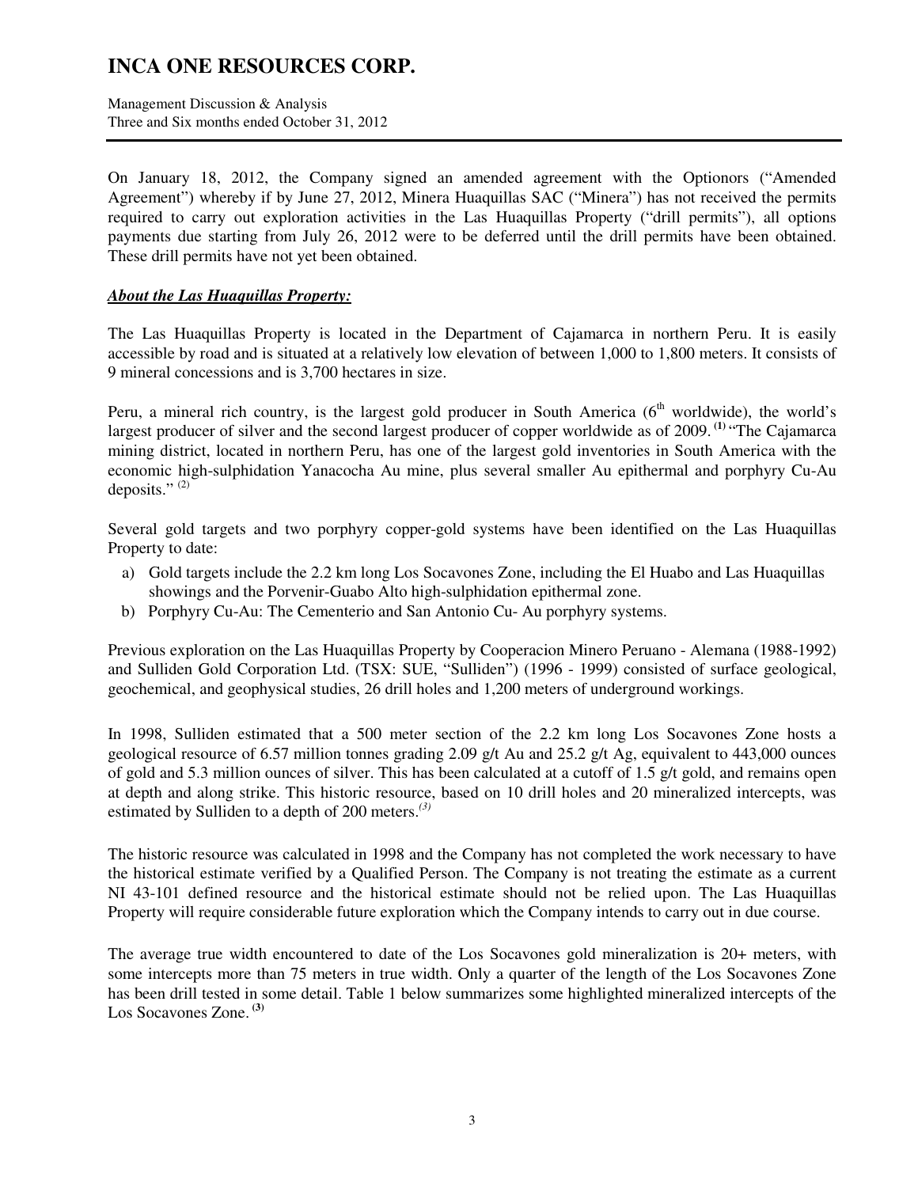On January 18, 2012, the Company signed an amended agreement with the Optionors ("Amended Agreement") whereby if by June 27, 2012, Minera Huaquillas SAC ("Minera") has not received the permits required to carry out exploration activities in the Las Huaquillas Property ("drill permits"), all options payments due starting from July 26, 2012 were to be deferred until the drill permits have been obtained. These drill permits have not yet been obtained.

***About the Las Huaquillas Property:***

The Las Huaquillas Property is located in the Department of Cajamarca in northern Peru. It is easily accessible by road and is situated at a relatively low elevation of between 1,000 to 1,800 meters. It consists of 9 mineral concessions and is 3,700 hectares in size.

Peru, a mineral rich country, is the largest gold producer in South America (6th worldwide), the world's largest producer of silver and the second largest producer of copper worldwide as of 2009. [(1)] "The Cajamarca mining district, located in northern Peru, has one of the largest gold inventories in South America with the economic high-sulphidation Yanacocha Au mine, plus several smaller Au epithermal and porphyry Cu-Au deposits." [(2)]

Several gold targets and two porphyry copper-gold systems have been identified on the Las Huaquillas Property to date:

a) Gold targets include the 2.2 km long Los Socavones Zone, including the El Huabo and Las Huaquillas showings and the Porvenir-Guabo Alto high-sulphidation epithermal zone.
b) Porphyry Cu-Au: The Cementerio and San Antonio Cu- Au porphyry systems.

Previous exploration on the Las Huaquillas Property by Cooperacion Minero Peruano - Alemana (1988-1992) and Sulliden Gold Corporation Ltd. (TSX: SUE, "Sulliden") (1996 - 1999) consisted of surface geological, geochemical, and geophysical studies, 26 drill holes and 1,200 meters of underground workings.

In 1998, Sulliden estimated that a 500 meter section of the 2.2 km long Los Socavones Zone hosts a geological resource of 6.57 million tonnes grading 2.09 g/t Au and 25.2 g/t Ag, equivalent to 443,000 ounces of gold and 5.3 million ounces of silver. This has been calculated at a cutoff of 1.5 g/t gold, and remains open at depth and along strike. This historic resource, based on 10 drill holes and 20 mineralized intercepts, was estimated by Sulliden to a depth of 200 meters.[(3)]

The historic resource was calculated in 1998 and the Company has not completed the work necessary to have the historical estimate verified by a Qualified Person. The Company is not treating the estimate as a current NI 43-101 defined resource and the historical estimate should not be relied upon. The Las Huaquillas Property will require considerable future exploration which the Company intends to carry out in due course.

The average true width encountered to date of the Los Socavones gold mineralization is 20+ meters, with some intercepts more than 75 meters in true width. Only a quarter of the length of the Los Socavones Zone has been drill tested in some detail. Table 1 below summarizes some highlighted mineralized intercepts of the Los Socavones Zone. [(3)]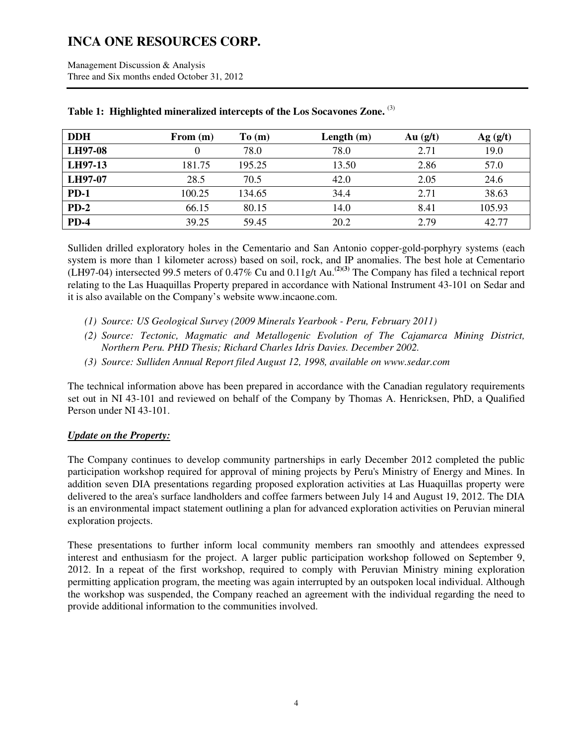**Table 1: Highlighted mineralized intercepts of the Los Socavones Zone.** [3]

| DDH | From (m) | To (m) | Length (m) | Au (g/t) | Ag (g/t) |
|---|---|---|---|---|---|
| **LH97-08** | 0 | 78.0 | 78.0 | 2.71 | 19.0 |
| **LH97-13** | 181.75 | 195.25 | 13.50 | 2.86 | 57.0 |
| **LH97-07** | 28.5 | 70.5 | 42.0 | 2.05 | 24.6 |
| **PD-1** | 100.25 | 134.65 | 34.4 | 2.71 | 38.63 |
| **PD-2** | 66.15 | 80.15 | 14.0 | 8.41 | 105.93 |
| **PD-4** | 39.25 | 59.45 | 20.2 | 2.79 | 42.77 |

Sulliden drilled exploratory holes in the Cementario and San Antonio copper-gold-porphyry systems (each system is more than 1 kilometer across) based on soil, rock, and IP anomalies. The best hole at Cementario (LH97-04) intersected 99.5 meters of 0.47% Cu and 0.11g/t Au.[(2)(3)] The Company has filed a technical report relating to the Las Huaquillas Property prepared in accordance with National Instrument 43-101 on Sedar and it is also available on the Company's website www.incaone.com.

*(1) Source: US Geological Survey (2009 Minerals Yearbook - Peru, February 2011)*

*(2) Source: Tectonic, Magmatic and Metallogenic Evolution of The Cajamarca Mining District, Northern Peru. PHD Thesis; Richard Charles Idris Davies. December 2002.*

*(3) Source: Sulliden Annual Report filed August 12, 1998, available on www.sedar.com*

The technical information above has been prepared in accordance with the Canadian regulatory requirements set out in NI 43-101 and reviewed on behalf of the Company by Thomas A. Henricksen, PhD, a Qualified Person under NI 43-101.

***Update on the Property:***

The Company continues to develop community partnerships in early December 2012 completed the public participation workshop required for approval of mining projects by Peru's Ministry of Energy and Mines. In addition seven DIA presentations regarding proposed exploration activities at Las Huaquillas property were delivered to the area's surface landholders and coffee farmers between July 14 and August 19, 2012. The DIA is an environmental impact statement outlining a plan for advanced exploration activities on Peruvian mineral exploration projects.

These presentations to further inform local community members ran smoothly and attendees expressed interest and enthusiasm for the project. A larger public participation workshop followed on September 9, 2012. In a repeat of the first workshop, required to comply with Peruvian Ministry mining exploration permitting application program, the meeting was again interrupted by an outspoken local individual. Although the workshop was suspended, the Company reached an agreement with the individual regarding the need to provide additional information to the communities involved.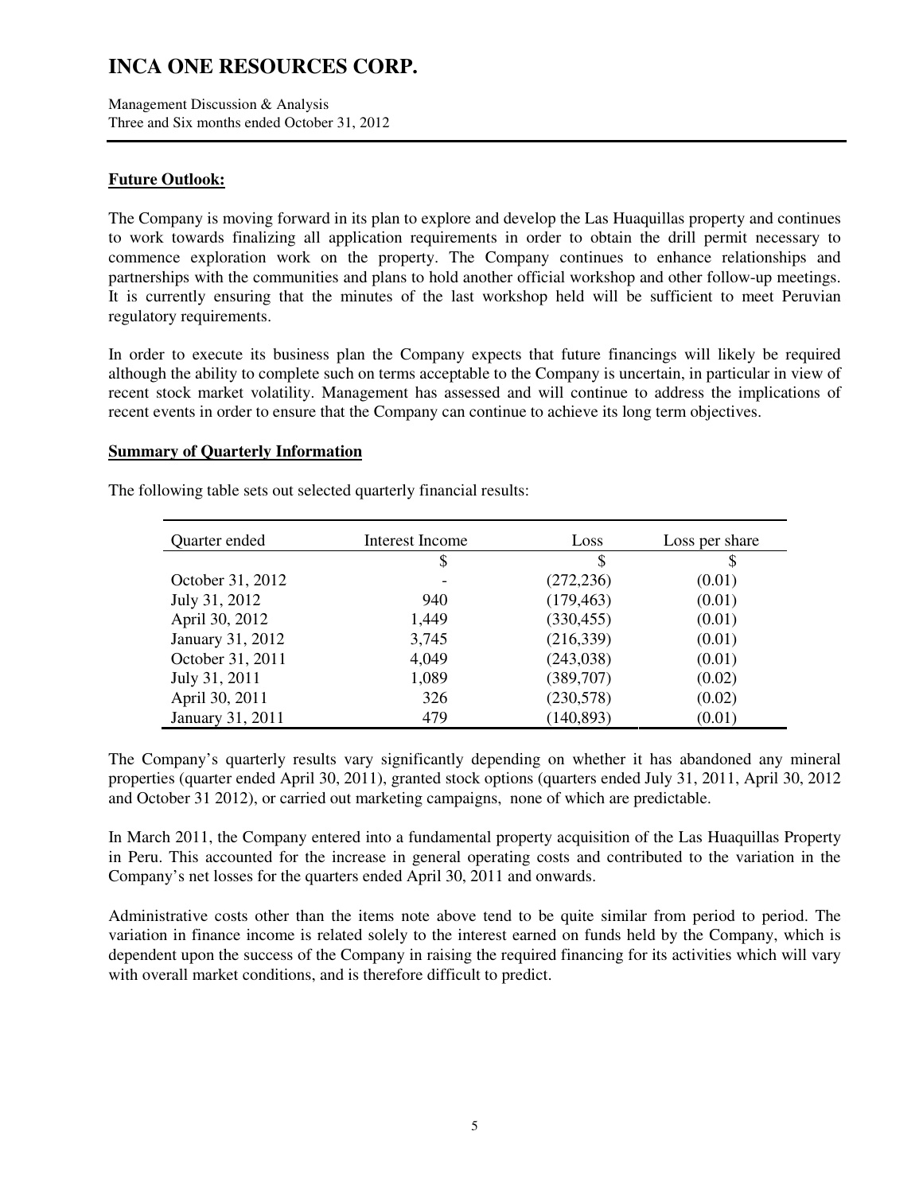## Future Outlook:

The Company is moving forward in its plan to explore and develop the Las Huaquillas property and continues to work towards finalizing all application requirements in order to obtain the drill permit necessary to commence exploration work on the property. The Company continues to enhance relationships and partnerships with the communities and plans to hold another official workshop and other follow-up meetings. It is currently ensuring that the minutes of the last workshop held will be sufficient to meet Peruvian regulatory requirements.

In order to execute its business plan the Company expects that future financings will likely be required although the ability to complete such on terms acceptable to the Company is uncertain, in particular in view of recent stock market volatility. Management has assessed and will continue to address the implications of recent events in order to ensure that the Company can continue to achieve its long term objectives.

## Summary of Quarterly Information

The following table sets out selected quarterly financial results:

| Quarter ended | Interest Income | Loss | Loss per share |
|---|---|---|---|
| | $ | $ | $ |
| October 31, 2012 | - | (272,236) | (0.01) |
| July 31, 2012 | 940 | (179,463) | (0.01) |
| April 30, 2012 | 1,449 | (330,455) | (0.01) |
| January 31, 2012 | 3,745 | (216,339) | (0.01) |
| October 31, 2011 | 4,049 | (243,038) | (0.01) |
| July 31, 2011 | 1,089 | (389,707) | (0.02) |
| April 30, 2011 | 326 | (230,578) | (0.02) |
| January 31, 2011 | 479 | (140,893) | (0.01) |

The Company's quarterly results vary significantly depending on whether it has abandoned any mineral properties (quarter ended April 30, 2011), granted stock options (quarters ended July 31, 2011, April 30, 2012 and October 31 2012), or carried out marketing campaigns, none of which are predictable.

In March 2011, the Company entered into a fundamental property acquisition of the Las Huaquillas Property in Peru. This accounted for the increase in general operating costs and contributed to the variation in the Company's net losses for the quarters ended April 30, 2011 and onwards.

Administrative costs other than the items note above tend to be quite similar from period to period. The variation in finance income is related solely to the interest earned on funds held by the Company, which is dependent upon the success of the Company in raising the required financing for its activities which will vary with overall market conditions, and is therefore difficult to predict.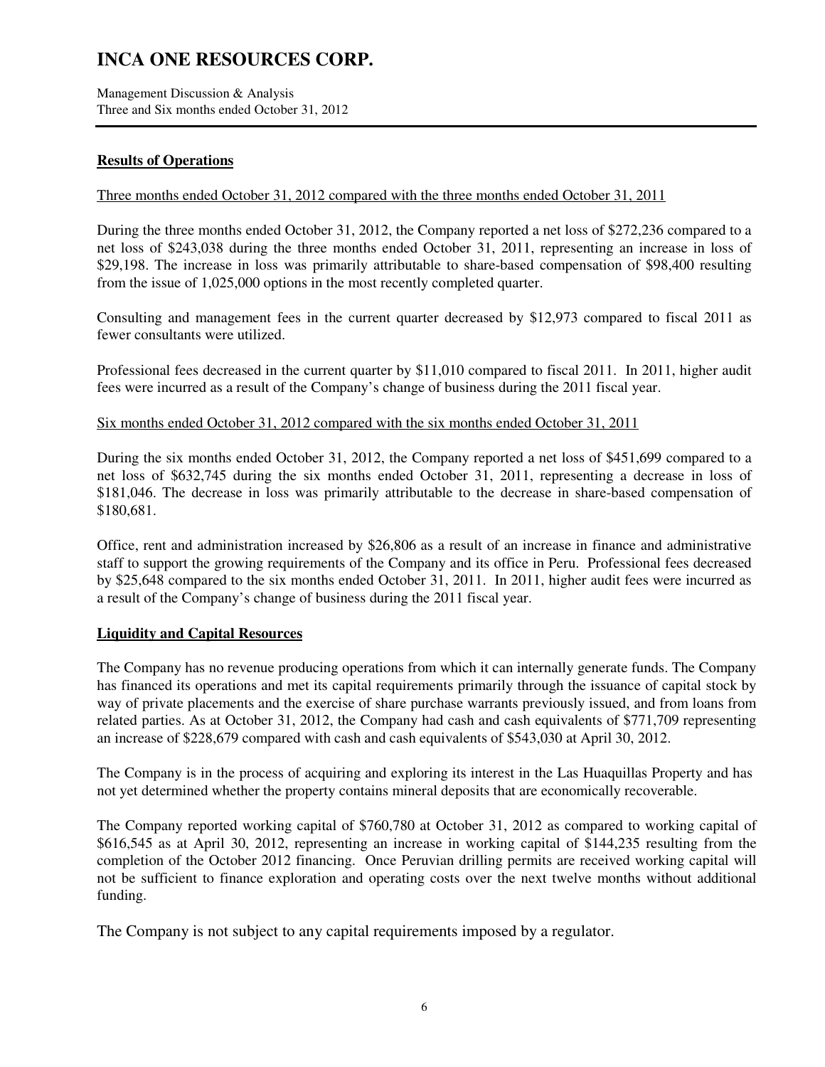## Results of Operations

Three months ended October 31, 2012 compared with the three months ended October 31, 2011

During the three months ended October 31, 2012, the Company reported a net loss of $272,236 compared to a net loss of $243,038 during the three months ended October 31, 2011, representing an increase in loss of $29,198. The increase in loss was primarily attributable to share-based compensation of $98,400 resulting from the issue of 1,025,000 options in the most recently completed quarter.

Consulting and management fees in the current quarter decreased by $12,973 compared to fiscal 2011 as fewer consultants were utilized.

Professional fees decreased in the current quarter by $11,010 compared to fiscal 2011. In 2011, higher audit fees were incurred as a result of the Company's change of business during the 2011 fiscal year.

Six months ended October 31, 2012 compared with the six months ended October 31, 2011

During the six months ended October 31, 2012, the Company reported a net loss of $451,699 compared to a net loss of $632,745 during the six months ended October 31, 2011, representing a decrease in loss of $181,046. The decrease in loss was primarily attributable to the decrease in share-based compensation of $180,681.

Office, rent and administration increased by $26,806 as a result of an increase in finance and administrative staff to support the growing requirements of the Company and its office in Peru. Professional fees decreased by $25,648 compared to the six months ended October 31, 2011. In 2011, higher audit fees were incurred as a result of the Company's change of business during the 2011 fiscal year.

## Liquidity and Capital Resources

The Company has no revenue producing operations from which it can internally generate funds. The Company has financed its operations and met its capital requirements primarily through the issuance of capital stock by way of private placements and the exercise of share purchase warrants previously issued, and from loans from related parties. As at October 31, 2012, the Company had cash and cash equivalents of $771,709 representing an increase of $228,679 compared with cash and cash equivalents of $543,030 at April 30, 2012.

The Company is in the process of acquiring and exploring its interest in the Las Huaquillas Property and has not yet determined whether the property contains mineral deposits that are economically recoverable.

The Company reported working capital of $760,780 at October 31, 2012 as compared to working capital of $616,545 as at April 30, 2012, representing an increase in working capital of $144,235 resulting from the completion of the October 2012 financing. Once Peruvian drilling permits are received working capital will not be sufficient to finance exploration and operating costs over the next twelve months without additional funding.

The Company is not subject to any capital requirements imposed by a regulator.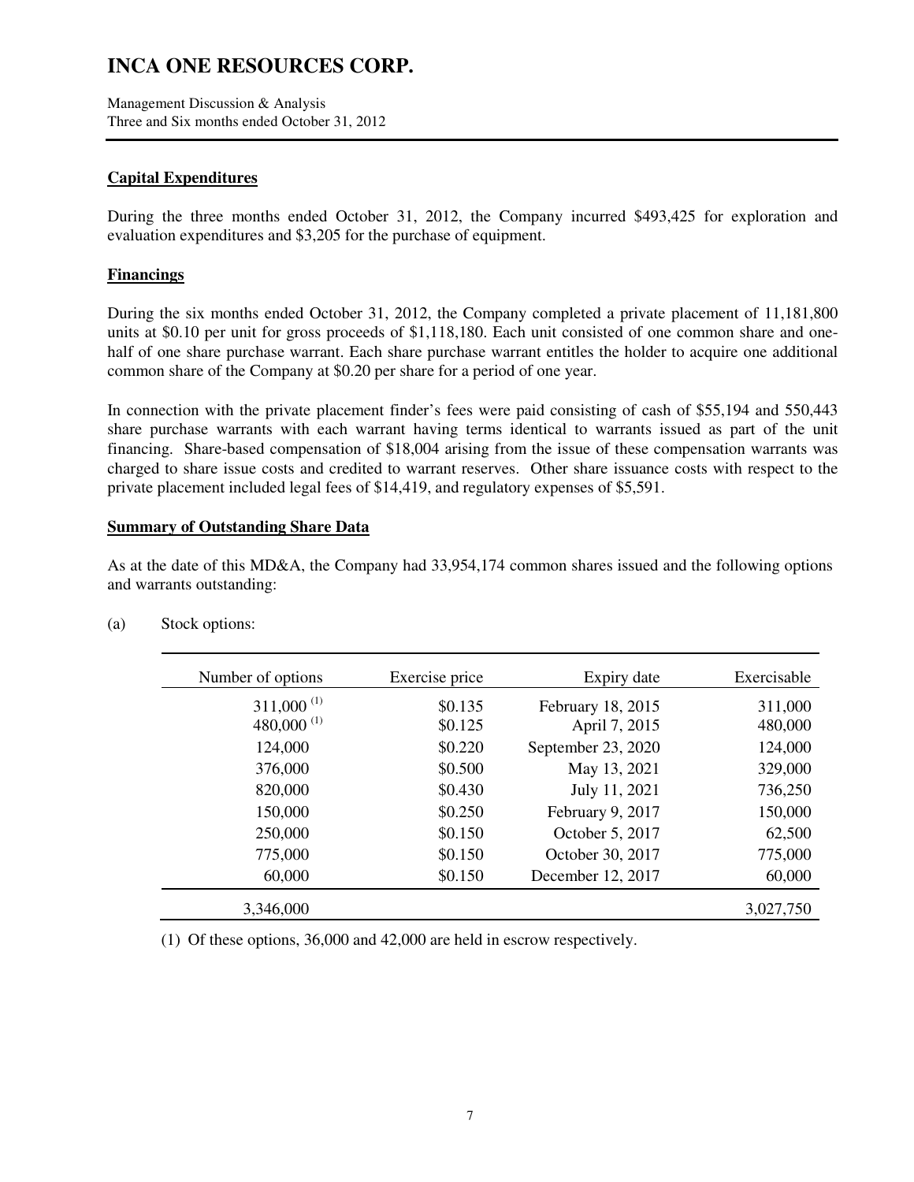### Capital Expenditures

During the three months ended October 31, 2012, the Company incurred $493,425 for exploration and evaluation expenditures and $3,205 for the purchase of equipment.

### Financings

During the six months ended October 31, 2012, the Company completed a private placement of 11,181,800 units at $0.10 per unit for gross proceeds of $1,118,180. Each unit consisted of one common share and one-half of one share purchase warrant. Each share purchase warrant entitles the holder to acquire one additional common share of the Company at $0.20 per share for a period of one year.

In connection with the private placement finder's fees were paid consisting of cash of $55,194 and 550,443 share purchase warrants with each warrant having terms identical to warrants issued as part of the unit financing. Share-based compensation of $18,004 arising from the issue of these compensation warrants was charged to share issue costs and credited to warrant reserves. Other share issuance costs with respect to the private placement included legal fees of $14,419, and regulatory expenses of $5,591.

### Summary of Outstanding Share Data

As at the date of this MD&A, the Company had 33,954,174 common shares issued and the following options and warrants outstanding:

(a) Stock options:

| Number of options | Exercise price | Expiry date | Exercisable |
|---|---|---|---|
| 311,000 (1) | $0.135 | February 18, 2015 | 311,000 |
| 480,000 (1) | $0.125 | April 7, 2015 | 480,000 |
| 124,000 | $0.220 | September 23, 2020 | 124,000 |
| 376,000 | $0.500 | May 13, 2021 | 329,000 |
| 820,000 | $0.430 | July 11, 2021 | 736,250 |
| 150,000 | $0.250 | February 9, 2017 | 150,000 |
| 250,000 | $0.150 | October 5, 2017 | 62,500 |
| 775,000 | $0.150 | October 30, 2017 | 775,000 |
| 60,000 | $0.150 | December 12, 2017 | 60,000 |
| 3,346,000 | | | 3,027,750 |

(1) Of these options, 36,000 and 42,000 are held in escrow respectively.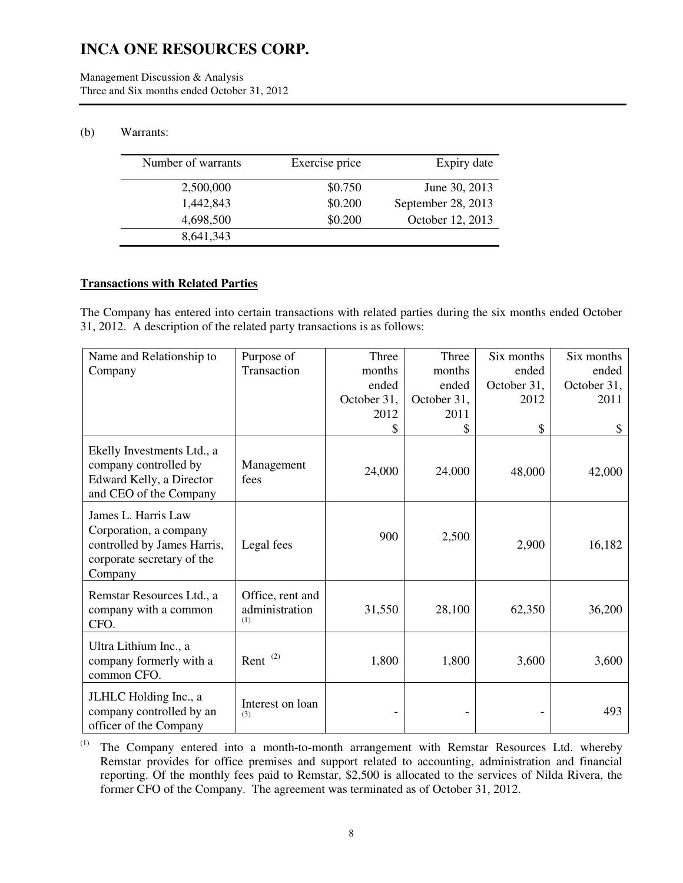(b) Warrants:

| Number of warrants | Exercise price | Expiry date |
|---|---|---|
| 2,500,000 | $0.750 | June 30, 2013 |
| 1,442,843 | $0.200 | September 28, 2013 |
| 4,698,500 | $0.200 | October 12, 2013 |
| 8,641,343 | | |

**Transactions with Related Parties**

The Company has entered into certain transactions with related parties during the six months ended October 31, 2012. A description of the related party transactions is as follows:

| Name and Relationship to Company | Purpose of Transaction | Three months ended October 31, 2012 $ | Three months ended October 31, 2011 $ | Six months ended October 31, 2012 $ | Six months ended October 31, 2011 $ |
|---|---|---|---|---|---|
| Ekelly Investments Ltd., a company controlled by Edward Kelly, a Director and CEO of the Company | Management fees | 24,000 | 24,000 | 48,000 | 42,000 |
| James L. Harris Law Corporation, a company controlled by James Harris, corporate secretary of the Company | Legal fees | 900 | 2,500 | 2,900 | 16,182 |
| Remstar Resources Ltd., a company with a common CFO. | Office, rent and administration (1) | 31,550 | 28,100 | 62,350 | 36,200 |
| Ultra Lithium Inc., a company formerly with a common CFO. | Rent (2) | 1,800 | 1,800 | 3,600 | 3,600 |
| JLHLC Holding Inc., a company controlled by an officer of the Company | Interest on loan (3) | - | - | - | 493 |

(1) The Company entered into a month-to-month arrangement with Remstar Resources Ltd. whereby Remstar provides for office premises and support related to accounting, administration and financial reporting. Of the monthly fees paid to Remstar, $2,500 is allocated to the services of Nilda Rivera, the former CFO of the Company. The agreement was terminated as of October 31, 2012.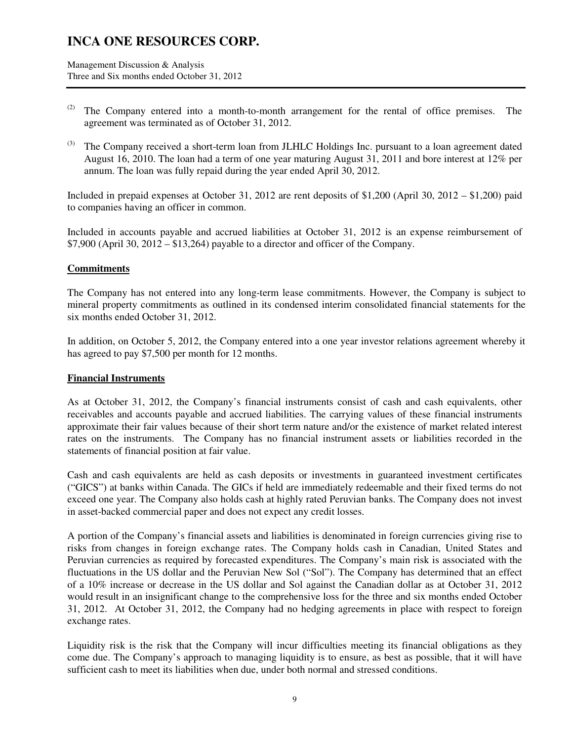(2) The Company entered into a month-to-month arrangement for the rental of office premises. The agreement was terminated as of October 31, 2012.

(3) The Company received a short-term loan from JLHLC Holdings Inc. pursuant to a loan agreement dated August 16, 2010. The loan had a term of one year maturing August 31, 2011 and bore interest at 12% per annum. The loan was fully repaid during the year ended April 30, 2012.

Included in prepaid expenses at October 31, 2012 are rent deposits of $1,200 (April 30, 2012 – $1,200) paid to companies having an officer in common.

Included in accounts payable and accrued liabilities at October 31, 2012 is an expense reimbursement of $7,900 (April 30, 2012 – $13,264) payable to a director and officer of the Company.

## **Commitments**

The Company has not entered into any long-term lease commitments. However, the Company is subject to mineral property commitments as outlined in its condensed interim consolidated financial statements for the six months ended October 31, 2012.

In addition, on October 5, 2012, the Company entered into a one year investor relations agreement whereby it has agreed to pay $7,500 per month for 12 months.

## **Financial Instruments**

As at October 31, 2012, the Company's financial instruments consist of cash and cash equivalents, other receivables and accounts payable and accrued liabilities. The carrying values of these financial instruments approximate their fair values because of their short term nature and/or the existence of market related interest rates on the instruments. The Company has no financial instrument assets or liabilities recorded in the statements of financial position at fair value.

Cash and cash equivalents are held as cash deposits or investments in guaranteed investment certificates ("GICS") at banks within Canada. The GICs if held are immediately redeemable and their fixed terms do not exceed one year. The Company also holds cash at highly rated Peruvian banks. The Company does not invest in asset-backed commercial paper and does not expect any credit losses.

A portion of the Company's financial assets and liabilities is denominated in foreign currencies giving rise to risks from changes in foreign exchange rates. The Company holds cash in Canadian, United States and Peruvian currencies as required by forecasted expenditures. The Company's main risk is associated with the fluctuations in the US dollar and the Peruvian New Sol ("Sol"). The Company has determined that an effect of a 10% increase or decrease in the US dollar and Sol against the Canadian dollar as at October 31, 2012 would result in an insignificant change to the comprehensive loss for the three and six months ended October 31, 2012. At October 31, 2012, the Company had no hedging agreements in place with respect to foreign exchange rates.

Liquidity risk is the risk that the Company will incur difficulties meeting its financial obligations as they come due. The Company's approach to managing liquidity is to ensure, as best as possible, that it will have sufficient cash to meet its liabilities when due, under both normal and stressed conditions.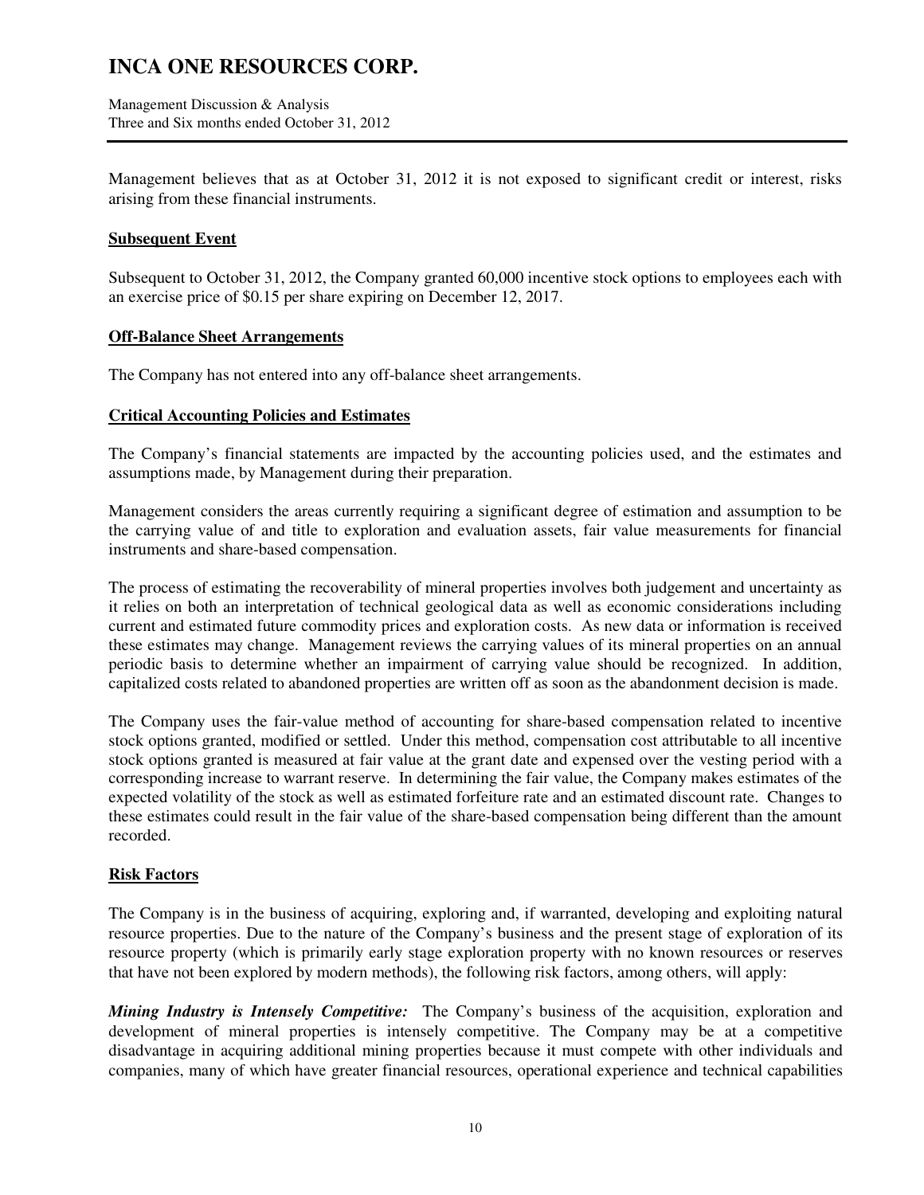Management believes that as at October 31, 2012 it is not exposed to significant credit or interest, risks arising from these financial instruments.

## Subsequent Event

Subsequent to October 31, 2012, the Company granted 60,000 incentive stock options to employees each with an exercise price of $0.15 per share expiring on December 12, 2017.

## Off-Balance Sheet Arrangements

The Company has not entered into any off-balance sheet arrangements.

## Critical Accounting Policies and Estimates

The Company's financial statements are impacted by the accounting policies used, and the estimates and assumptions made, by Management during their preparation.

Management considers the areas currently requiring a significant degree of estimation and assumption to be the carrying value of and title to exploration and evaluation assets, fair value measurements for financial instruments and share-based compensation.

The process of estimating the recoverability of mineral properties involves both judgement and uncertainty as it relies on both an interpretation of technical geological data as well as economic considerations including current and estimated future commodity prices and exploration costs. As new data or information is received these estimates may change. Management reviews the carrying values of its mineral properties on an annual periodic basis to determine whether an impairment of carrying value should be recognized. In addition, capitalized costs related to abandoned properties are written off as soon as the abandonment decision is made.

The Company uses the fair-value method of accounting for share-based compensation related to incentive stock options granted, modified or settled. Under this method, compensation cost attributable to all incentive stock options granted is measured at fair value at the grant date and expensed over the vesting period with a corresponding increase to warrant reserve. In determining the fair value, the Company makes estimates of the expected volatility of the stock as well as estimated forfeiture rate and an estimated discount rate. Changes to these estimates could result in the fair value of the share-based compensation being different than the amount recorded.

## Risk Factors

The Company is in the business of acquiring, exploring and, if warranted, developing and exploiting natural resource properties. Due to the nature of the Company's business and the present stage of exploration of its resource property (which is primarily early stage exploration property with no known resources or reserves that have not been explored by modern methods), the following risk factors, among others, will apply:

***Mining Industry is Intensely Competitive:*** The Company's business of the acquisition, exploration and development of mineral properties is intensely competitive. The Company may be at a competitive disadvantage in acquiring additional mining properties because it must compete with other individuals and companies, many of which have greater financial resources, operational experience and technical capabilities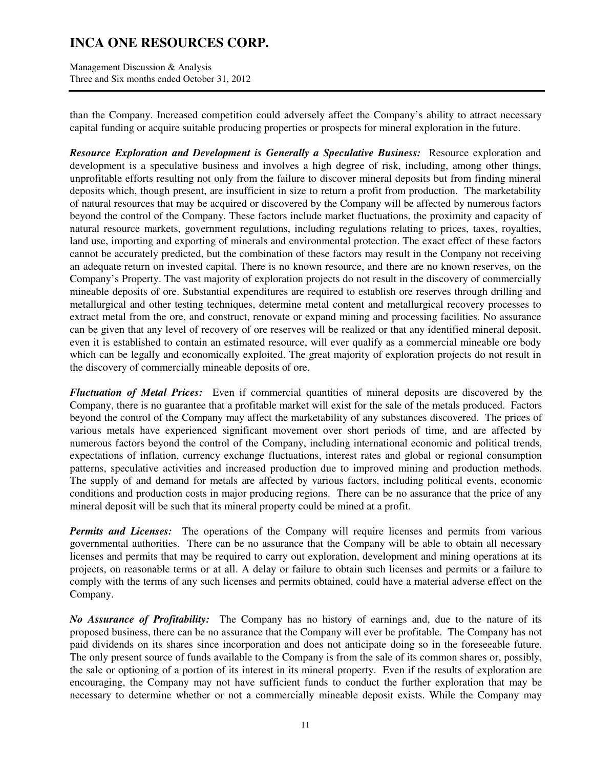than the Company. Increased competition could adversely affect the Company's ability to attract necessary capital funding or acquire suitable producing properties or prospects for mineral exploration in the future.

***Resource Exploration and Development is Generally a Speculative Business:*** Resource exploration and development is a speculative business and involves a high degree of risk, including, among other things, unprofitable efforts resulting not only from the failure to discover mineral deposits but from finding mineral deposits which, though present, are insufficient in size to return a profit from production. The marketability of natural resources that may be acquired or discovered by the Company will be affected by numerous factors beyond the control of the Company. These factors include market fluctuations, the proximity and capacity of natural resource markets, government regulations, including regulations relating to prices, taxes, royalties, land use, importing and exporting of minerals and environmental protection. The exact effect of these factors cannot be accurately predicted, but the combination of these factors may result in the Company not receiving an adequate return on invested capital. There is no known resource, and there are no known reserves, on the Company's Property. The vast majority of exploration projects do not result in the discovery of commercially mineable deposits of ore. Substantial expenditures are required to establish ore reserves through drilling and metallurgical and other testing techniques, determine metal content and metallurgical recovery processes to extract metal from the ore, and construct, renovate or expand mining and processing facilities. No assurance can be given that any level of recovery of ore reserves will be realized or that any identified mineral deposit, even it is established to contain an estimated resource, will ever qualify as a commercial mineable ore body which can be legally and economically exploited. The great majority of exploration projects do not result in the discovery of commercially mineable deposits of ore.

***Fluctuation of Metal Prices:*** Even if commercial quantities of mineral deposits are discovered by the Company, there is no guarantee that a profitable market will exist for the sale of the metals produced. Factors beyond the control of the Company may affect the marketability of any substances discovered. The prices of various metals have experienced significant movement over short periods of time, and are affected by numerous factors beyond the control of the Company, including international economic and political trends, expectations of inflation, currency exchange fluctuations, interest rates and global or regional consumption patterns, speculative activities and increased production due to improved mining and production methods. The supply of and demand for metals are affected by various factors, including political events, economic conditions and production costs in major producing regions. There can be no assurance that the price of any mineral deposit will be such that its mineral property could be mined at a profit.

***Permits and Licenses:*** The operations of the Company will require licenses and permits from various governmental authorities. There can be no assurance that the Company will be able to obtain all necessary licenses and permits that may be required to carry out exploration, development and mining operations at its projects, on reasonable terms or at all. A delay or failure to obtain such licenses and permits or a failure to comply with the terms of any such licenses and permits obtained, could have a material adverse effect on the Company.

***No Assurance of Profitability:*** The Company has no history of earnings and, due to the nature of its proposed business, there can be no assurance that the Company will ever be profitable. The Company has not paid dividends on its shares since incorporation and does not anticipate doing so in the foreseeable future. The only present source of funds available to the Company is from the sale of its common shares or, possibly, the sale or optioning of a portion of its interest in its mineral property. Even if the results of exploration are encouraging, the Company may not have sufficient funds to conduct the further exploration that may be necessary to determine whether or not a commercially mineable deposit exists. While the Company may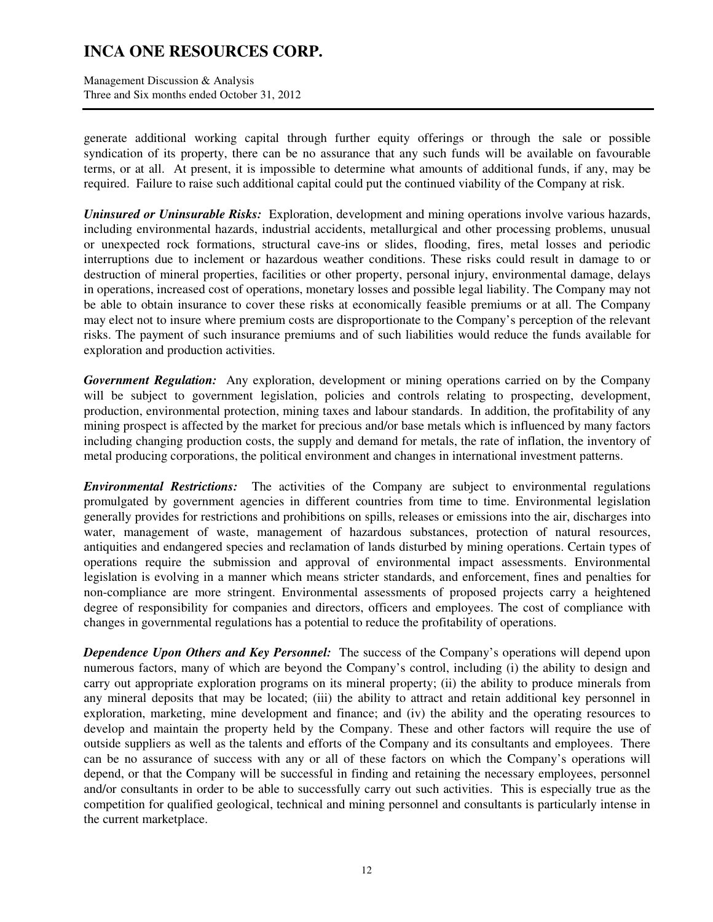generate additional working capital through further equity offerings or through the sale or possible syndication of its property, there can be no assurance that any such funds will be available on favourable terms, or at all. At present, it is impossible to determine what amounts of additional funds, if any, may be required. Failure to raise such additional capital could put the continued viability of the Company at risk.

***Uninsured or Uninsurable Risks:*** Exploration, development and mining operations involve various hazards, including environmental hazards, industrial accidents, metallurgical and other processing problems, unusual or unexpected rock formations, structural cave-ins or slides, flooding, fires, metal losses and periodic interruptions due to inclement or hazardous weather conditions. These risks could result in damage to or destruction of mineral properties, facilities or other property, personal injury, environmental damage, delays in operations, increased cost of operations, monetary losses and possible legal liability. The Company may not be able to obtain insurance to cover these risks at economically feasible premiums or at all. The Company may elect not to insure where premium costs are disproportionate to the Company's perception of the relevant risks. The payment of such insurance premiums and of such liabilities would reduce the funds available for exploration and production activities.

***Government Regulation:*** Any exploration, development or mining operations carried on by the Company will be subject to government legislation, policies and controls relating to prospecting, development, production, environmental protection, mining taxes and labour standards. In addition, the profitability of any mining prospect is affected by the market for precious and/or base metals which is influenced by many factors including changing production costs, the supply and demand for metals, the rate of inflation, the inventory of metal producing corporations, the political environment and changes in international investment patterns.

***Environmental Restrictions:*** The activities of the Company are subject to environmental regulations promulgated by government agencies in different countries from time to time. Environmental legislation generally provides for restrictions and prohibitions on spills, releases or emissions into the air, discharges into water, management of waste, management of hazardous substances, protection of natural resources, antiquities and endangered species and reclamation of lands disturbed by mining operations. Certain types of operations require the submission and approval of environmental impact assessments. Environmental legislation is evolving in a manner which means stricter standards, and enforcement, fines and penalties for non-compliance are more stringent. Environmental assessments of proposed projects carry a heightened degree of responsibility for companies and directors, officers and employees. The cost of compliance with changes in governmental regulations has a potential to reduce the profitability of operations.

***Dependence Upon Others and Key Personnel:*** The success of the Company's operations will depend upon numerous factors, many of which are beyond the Company's control, including (i) the ability to design and carry out appropriate exploration programs on its mineral property; (ii) the ability to produce minerals from any mineral deposits that may be located; (iii) the ability to attract and retain additional key personnel in exploration, marketing, mine development and finance; and (iv) the ability and the operating resources to develop and maintain the property held by the Company. These and other factors will require the use of outside suppliers as well as the talents and efforts of the Company and its consultants and employees. There can be no assurance of success with any or all of these factors on which the Company's operations will depend, or that the Company will be successful in finding and retaining the necessary employees, personnel and/or consultants in order to be able to successfully carry out such activities. This is especially true as the competition for qualified geological, technical and mining personnel and consultants is particularly intense in the current marketplace.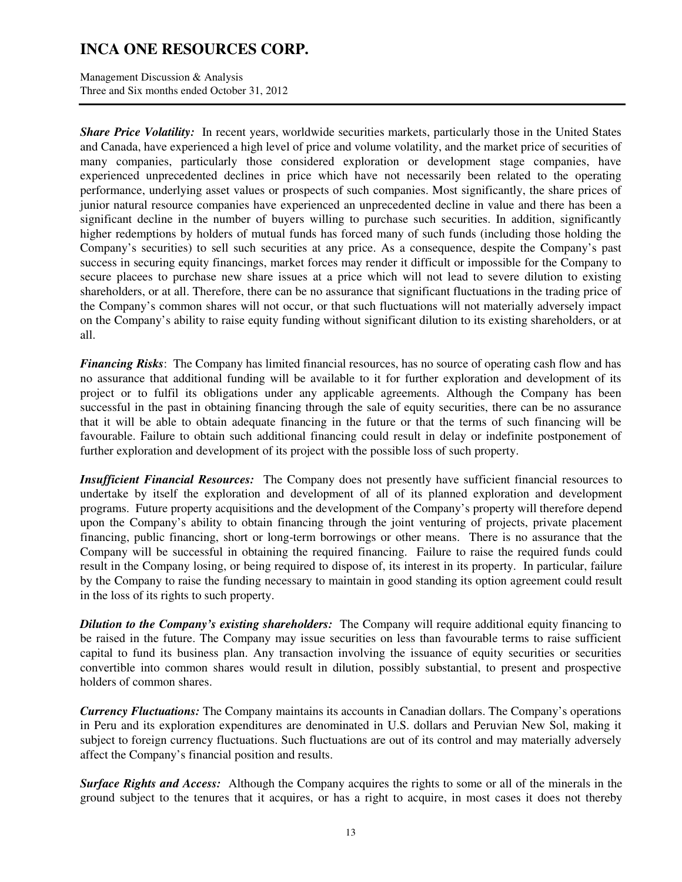***Share Price Volatility:*** In recent years, worldwide securities markets, particularly those in the United States and Canada, have experienced a high level of price and volume volatility, and the market price of securities of many companies, particularly those considered exploration or development stage companies, have experienced unprecedented declines in price which have not necessarily been related to the operating performance, underlying asset values or prospects of such companies. Most significantly, the share prices of junior natural resource companies have experienced an unprecedented decline in value and there has been a significant decline in the number of buyers willing to purchase such securities. In addition, significantly higher redemptions by holders of mutual funds has forced many of such funds (including those holding the Company's securities) to sell such securities at any price. As a consequence, despite the Company's past success in securing equity financings, market forces may render it difficult or impossible for the Company to secure placees to purchase new share issues at a price which will not lead to severe dilution to existing shareholders, or at all. Therefore, there can be no assurance that significant fluctuations in the trading price of the Company's common shares will not occur, or that such fluctuations will not materially adversely impact on the Company's ability to raise equity funding without significant dilution to its existing shareholders, or at all.

***Financing Risks***: The Company has limited financial resources, has no source of operating cash flow and has no assurance that additional funding will be available to it for further exploration and development of its project or to fulfil its obligations under any applicable agreements. Although the Company has been successful in the past in obtaining financing through the sale of equity securities, there can be no assurance that it will be able to obtain adequate financing in the future or that the terms of such financing will be favourable. Failure to obtain such additional financing could result in delay or indefinite postponement of further exploration and development of its project with the possible loss of such property.

***Insufficient Financial Resources:*** The Company does not presently have sufficient financial resources to undertake by itself the exploration and development of all of its planned exploration and development programs. Future property acquisitions and the development of the Company's property will therefore depend upon the Company's ability to obtain financing through the joint venturing of projects, private placement financing, public financing, short or long-term borrowings or other means. There is no assurance that the Company will be successful in obtaining the required financing. Failure to raise the required funds could result in the Company losing, or being required to dispose of, its interest in its property. In particular, failure by the Company to raise the funding necessary to maintain in good standing its option agreement could result in the loss of its rights to such property.

***Dilution to the Company's existing shareholders:*** The Company will require additional equity financing to be raised in the future. The Company may issue securities on less than favourable terms to raise sufficient capital to fund its business plan. Any transaction involving the issuance of equity securities or securities convertible into common shares would result in dilution, possibly substantial, to present and prospective holders of common shares.

***Currency Fluctuations:*** The Company maintains its accounts in Canadian dollars. The Company's operations in Peru and its exploration expenditures are denominated in U.S. dollars and Peruvian New Sol, making it subject to foreign currency fluctuations. Such fluctuations are out of its control and may materially adversely affect the Company's financial position and results.

***Surface Rights and Access:*** Although the Company acquires the rights to some or all of the minerals in the ground subject to the tenures that it acquires, or has a right to acquire, in most cases it does not thereby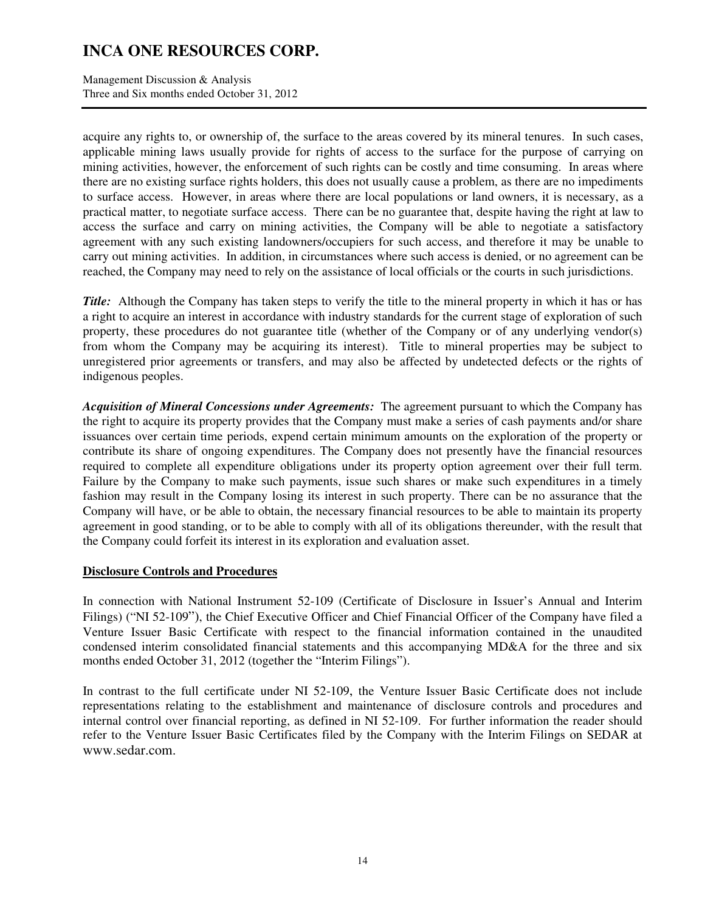acquire any rights to, or ownership of, the surface to the areas covered by its mineral tenures. In such cases, applicable mining laws usually provide for rights of access to the surface for the purpose of carrying on mining activities, however, the enforcement of such rights can be costly and time consuming. In areas where there are no existing surface rights holders, this does not usually cause a problem, as there are no impediments to surface access. However, in areas where there are local populations or land owners, it is necessary, as a practical matter, to negotiate surface access. There can be no guarantee that, despite having the right at law to access the surface and carry on mining activities, the Company will be able to negotiate a satisfactory agreement with any such existing landowners/occupiers for such access, and therefore it may be unable to carry out mining activities. In addition, in circumstances where such access is denied, or no agreement can be reached, the Company may need to rely on the assistance of local officials or the courts in such jurisdictions.

***Title:*** Although the Company has taken steps to verify the title to the mineral property in which it has or has a right to acquire an interest in accordance with industry standards for the current stage of exploration of such property, these procedures do not guarantee title (whether of the Company or of any underlying vendor(s) from whom the Company may be acquiring its interest). Title to mineral properties may be subject to unregistered prior agreements or transfers, and may also be affected by undetected defects or the rights of indigenous peoples.

***Acquisition of Mineral Concessions under Agreements:*** The agreement pursuant to which the Company has the right to acquire its property provides that the Company must make a series of cash payments and/or share issuances over certain time periods, expend certain minimum amounts on the exploration of the property or contribute its share of ongoing expenditures. The Company does not presently have the financial resources required to complete all expenditure obligations under its property option agreement over their full term. Failure by the Company to make such payments, issue such shares or make such expenditures in a timely fashion may result in the Company losing its interest in such property. There can be no assurance that the Company will have, or be able to obtain, the necessary financial resources to be able to maintain its property agreement in good standing, or to be able to comply with all of its obligations thereunder, with the result that the Company could forfeit its interest in its exploration and evaluation asset.

## Disclosure Controls and Procedures

In connection with National Instrument 52-109 (Certificate of Disclosure in Issuer's Annual and Interim Filings) ("NI 52-109"), the Chief Executive Officer and Chief Financial Officer of the Company have filed a Venture Issuer Basic Certificate with respect to the financial information contained in the unaudited condensed interim consolidated financial statements and this accompanying MD&A for the three and six months ended October 31, 2012 (together the "Interim Filings").

In contrast to the full certificate under NI 52-109, the Venture Issuer Basic Certificate does not include representations relating to the establishment and maintenance of disclosure controls and procedures and internal control over financial reporting, as defined in NI 52-109. For further information the reader should refer to the Venture Issuer Basic Certificates filed by the Company with the Interim Filings on SEDAR at www.sedar.com.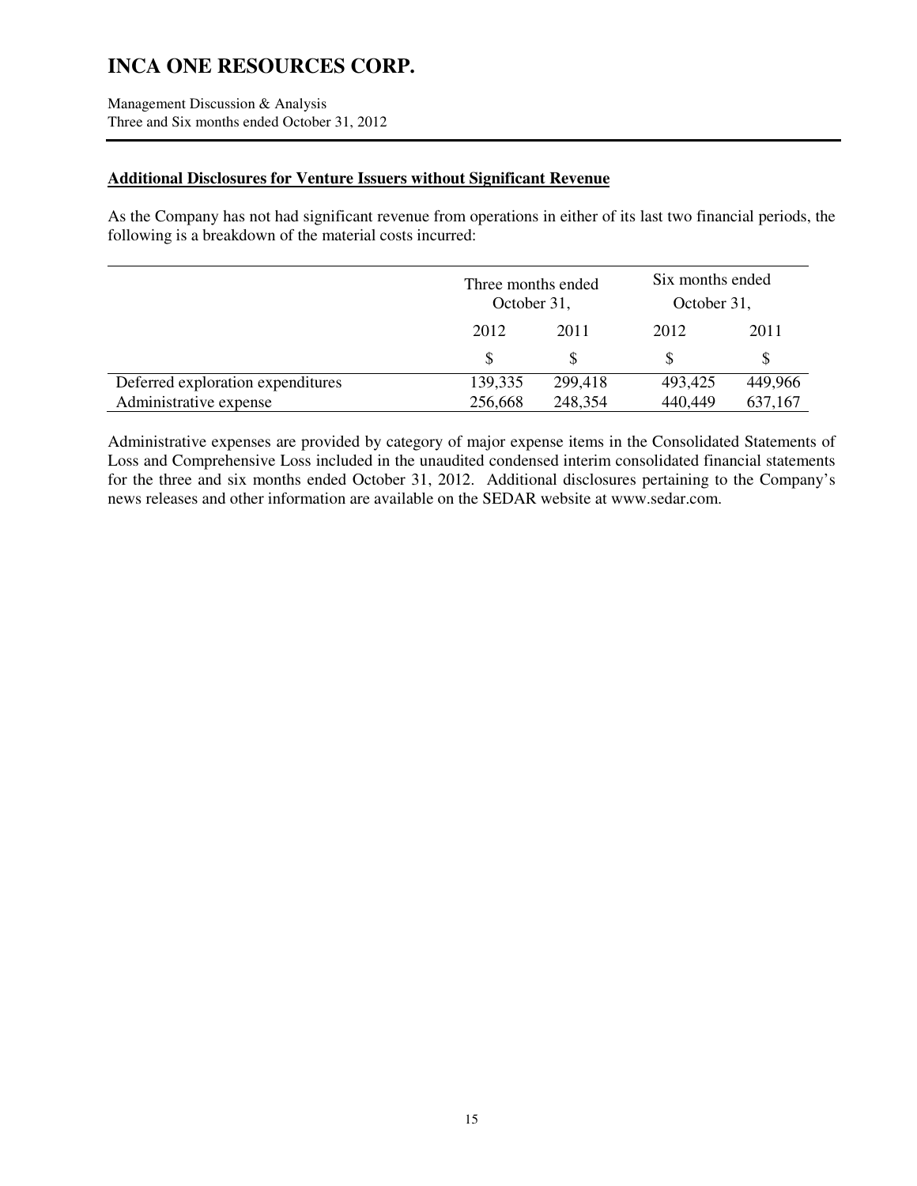### Additional Disclosures for Venture Issuers without Significant Revenue

As the Company has not had significant revenue from operations in either of its last two financial periods, the following is a breakdown of the material costs incurred:

| | Three months ended October 31, | | Six months ended October 31, | |
|---|---|---|---|---|
| | 2012 | 2011 | 2012 | 2011 |
| | $ | $ | $ | $ |
| Deferred exploration expenditures | 139,335 | 299,418 | 493,425 | 449,966 |
| Administrative expense | 256,668 | 248,354 | 440,449 | 637,167 |

Administrative expenses are provided by category of major expense items in the Consolidated Statements of Loss and Comprehensive Loss included in the unaudited condensed interim consolidated financial statements for the three and six months ended October 31, 2012. Additional disclosures pertaining to the Company's news releases and other information are available on the SEDAR website at www.sedar.com.